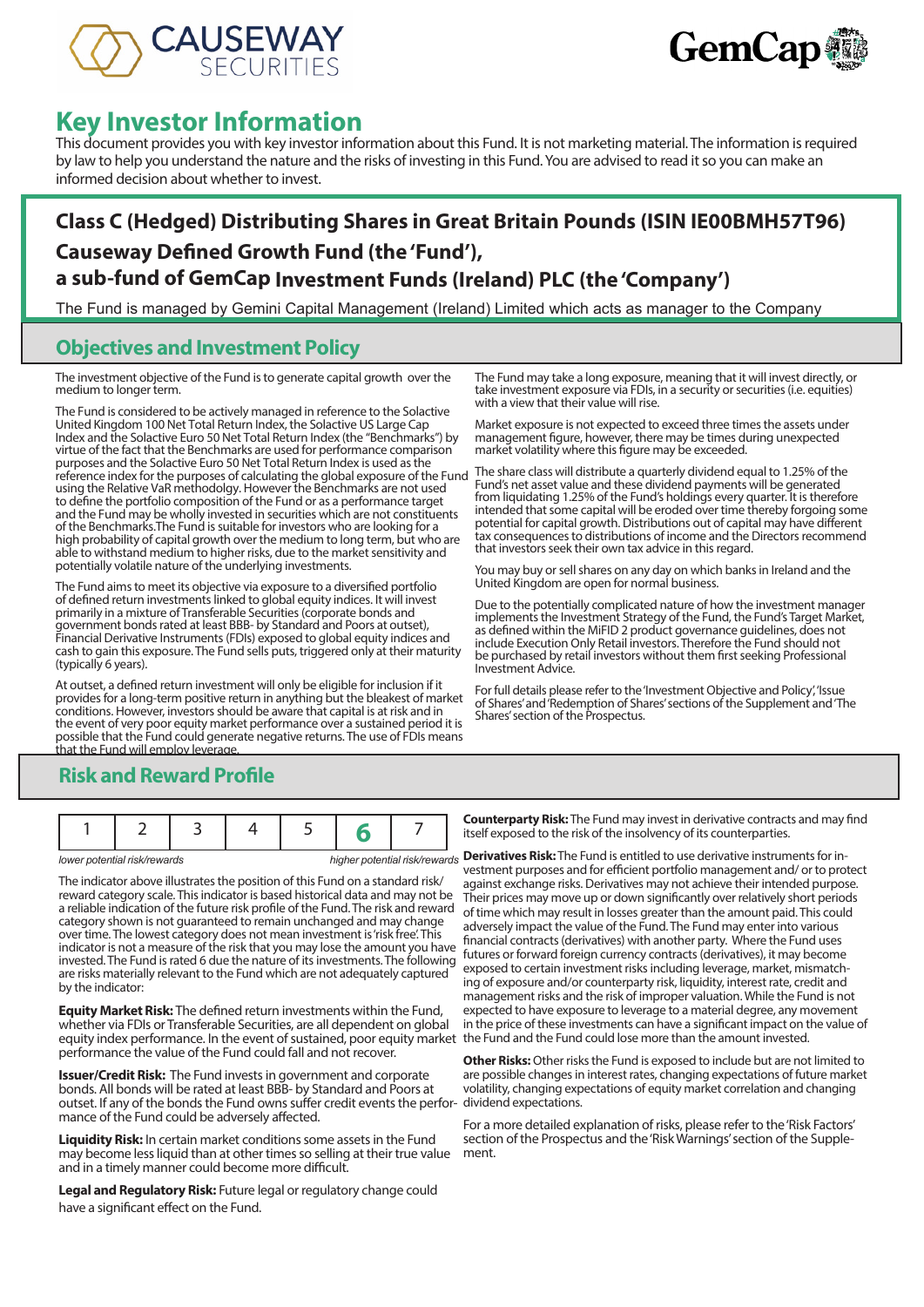# Key Investor Information

This document provides you with key investor information about this Fund. It is not marketing material. The information is required by law to help you understand the nature and the risks of investing in this Fund. You are advised to read it so you can make an informed decision about whether to invest.

## Class C (Hedged) Distributing Shares in Great Britain Pounds (ISIN IE00BMH57T96)
## Causeway Defined Growth Fund (the 'Fund'),
## a sub-fund of GemCap Investment Funds (Ireland) PLC (the 'Company')

The Fund is managed by Gemini Capital Management (Ireland) Limited which acts as manager to the Company

## Objectives and Investment Policy

The investment objective of the Fund is to generate capital growth over the medium to longer term.

The Fund is considered to be actively managed in reference to the Solactive United Kingdom 100 Net Total Return Index, the Solactive US Large Cap Index and the Solactive Euro 50 Net Total Return Index (the "Benchmarks") by virtue of the fact that the Benchmarks are used for performance comparison purposes and the Solactive Euro 50 Net Total Return Index is used as the reference index for the purposes of calculating the global exposure of the Fund using the Relative VaR methodolgy. However the Benchmarks are not used to define the portfolio composition of the Fund or as a performance target and the Fund may be wholly invested in securities which are not constituents of the Benchmarks.The Fund is suitable for investors who are looking for a high probability of capital growth over the medium to long term, but who are able to withstand medium to higher risks, due to the market sensitivity and potentially volatile nature of the underlying investments.

The Fund aims to meet its objective via exposure to a diversified portfolio of defined return investments linked to global equity indices. It will invest primarily in a mixture of Transferable Securities (corporate bonds and government bonds rated at least BBB- by Standard and Poors at outset), Financial Derivative Instruments (FDIs) exposed to global equity indices and cash to gain this exposure. The Fund sells puts, triggered only at their maturity (typically 6 years).

At outset, a defined return investment will only be eligible for inclusion if it provides for a long-term positive return in anything but the bleakest of market conditions. However, investors should be aware that capital is at risk and in the event of very poor equity market performance over a sustained period it is possible that the Fund could generate negative returns. The use of FDIs means that the Fund will employ leverage.

The Fund may take a long exposure, meaning that it will invest directly, or take investment exposure via FDIs, in a security or securities (i.e. equities) with a view that their value will rise.

Market exposure is not expected to exceed three times the assets under management figure, however, there may be times during unexpected market volatility where this figure may be exceeded.

The share class will distribute a quarterly dividend equal to 1.25% of the Fund's net asset value and these dividend payments will be generated from liquidating 1.25% of the Fund's holdings every quarter. It is therefore intended that some capital will be eroded over time thereby forgoing some potential for capital growth. Distributions out of capital may have different tax consequences to distributions of income and the Directors recommend that investors seek their own tax advice in this regard.

You may buy or sell shares on any day on which banks in Ireland and the United Kingdom are open for normal business.

Due to the potentially complicated nature of how the investment manager implements the Investment Strategy of the Fund, the Fund's Target Market, as defined within the MiFID 2 product governance guidelines, does not include Execution Only Retail investors. Therefore the Fund should not be purchased by retail investors without them first seeking Professional Investment Advice.

For full details please refer to the 'Investment Objective and Policy', 'Issue of Shares' and 'Redemption of Shares' sections of the Supplement and 'The Shares' section of the Prospectus.

## Risk and Reward Profile

| 1 | 2 | 3 | 4 | 5 | **6** | 7 |
|---|---|---|---|---|---|---|

*lower potential risk/rewards* — *higher potential risk/rewards*

The indicator above illustrates the position of this Fund on a standard risk/ reward category scale. This indicator is based historical data and may not be a reliable indication of the future risk profile of the Fund. The risk and reward category shown is not guaranteed to remain unchanged and may change over time. The lowest category does not mean investment is 'risk free'. This indicator is not a measure of the risk that you may lose the amount you have invested. The Fund is rated 6 due the nature of its investments. The following are risks materially relevant to the Fund which are not adequately captured by the indicator:

**Equity Market Risk:** The defined return investments within the Fund, whether via FDIs or Transferable Securities, are all dependent on global equity index performance. In the event of sustained, poor equity market performance the value of the Fund could fall and not recover.

**Issuer/Credit Risk:** The Fund invests in government and corporate bonds. All bonds will be rated at least BBB- by Standard and Poors at outset. If any of the bonds the Fund owns suffer credit events the performance of the Fund could be adversely affected.

**Liquidity Risk:** In certain market conditions some assets in the Fund may become less liquid than at other times so selling at their true value and in a timely manner could become more difficult.

**Legal and Regulatory Risk:** Future legal or regulatory change could have a significant effect on the Fund.

**Counterparty Risk:** The Fund may invest in derivative contracts and may find itself exposed to the risk of the insolvency of its counterparties.

**Derivatives Risk:** The Fund is entitled to use derivative instruments for investment purposes and for efficient portfolio management and/ or to protect against exchange risks. Derivatives may not achieve their intended purpose. Their prices may move up or down significantly over relatively short periods of time which may result in losses greater than the amount paid. This could adversely impact the value of the Fund. The Fund may enter into various financial contracts (derivatives) with another party. Where the Fund uses futures or forward foreign currency contracts (derivatives), it may become exposed to certain investment risks including leverage, market, mismatching of exposure and/or counterparty risk, liquidity, interest rate, credit and management risks and the risk of improper valuation. While the Fund is not expected to have exposure to leverage to a material degree, any movement in the price of these investments can have a significant impact on the value of the Fund and the Fund could lose more than the amount invested.

**Other Risks:** Other risks the Fund is exposed to include but are not limited to are possible changes in interest rates, changing expectations of future market volatility, changing expectations of equity market correlation and changing dividend expectations.

For a more detailed explanation of risks, please refer to the 'Risk Factors' section of the Prospectus and the 'Risk Warnings' section of the Supplement.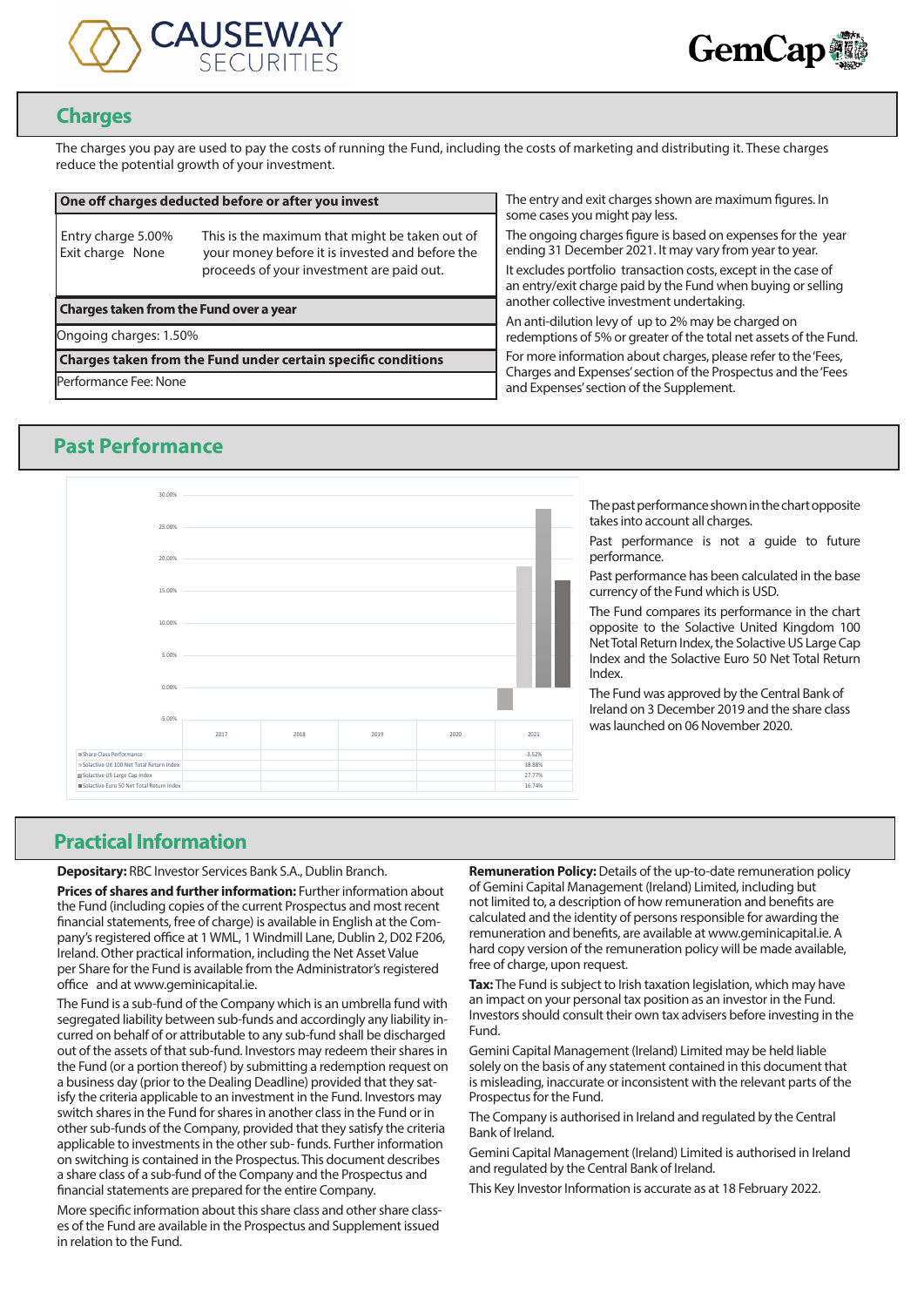## Charges

The charges you pay are used to pay the costs of running the Fund, including the costs of marketing and distributing it. These charges reduce the potential growth of your investment.

| One off charges deducted before or after you invest | |
|---|---|
| Entry charge 5.00%<br>Exit charge None | This is the maximum that might be taken out of your money before it is invested and before the proceeds of your investment are paid out. |
| **Charges taken from the Fund over a year** | |
| Ongoing charges: 1.50% | |
| **Charges taken from the Fund under certain specific conditions** | |
| Performance Fee: None | |

The entry and exit charges shown are maximum figures. In some cases you might pay less.

The ongoing charges figure is based on expenses for the year ending 31 December 2021. It may vary from year to year.

It excludes portfolio transaction costs, except in the case of an entry/exit charge paid by the Fund when buying or selling another collective investment undertaking.

An anti-dilution levy of up to 2% may be charged on redemptions of 5% or greater of the total net assets of the Fund.

For more information about charges, please refer to the 'Fees, Charges and Expenses' section of the Prospectus and the 'Fees and Expenses' section of the Supplement.

## Past Performance

30.00%
25.00%
20.00%
15.00%
10.00%
5.00%
0.00%
-5.00%

2017 2018 2019 2020 2021

Share Class Performance -3.52%
Solactive UK 100 Net Total Return Index 18.88%
Solactive US Large Cap Index 27.77%
Solactive Euro 50 Net Total Return Index 16.74%

The past performance shown in the chart opposite takes into account all charges.

Past performance is not a guide to future performance.

Past performance has been calculated in the base currency of the Fund which is USD.

The Fund compares its performance in the chart opposite to the Solactive United Kingdom 100 Net Total Return Index, the Solactive US Large Cap Index and the Solactive Euro 50 Net Total Return Index.

The Fund was approved by the Central Bank of Ireland on 3 December 2019 and the share class was launched on 06 November 2020.

## Practical Information

**Depositary:** RBC Investor Services Bank S.A., Dublin Branch.

**Prices of shares and further information:** Further information about the Fund (including copies of the current Prospectus and most recent financial statements, free of charge) is available in English at the Company's registered office at 1 WML, 1 Windmill Lane, Dublin 2, D02 F206, Ireland. Other practical information, including the Net Asset Value per Share for the Fund is available from the Administrator's registered office and at www.geminicapital.ie.

The Fund is a sub-fund of the Company which is an umbrella fund with segregated liability between sub-funds and accordingly any liability incurred on behalf of or attributable to any sub-fund shall be discharged out of the assets of that sub-fund. Investors may redeem their shares in the Fund (or a portion thereof) by submitting a redemption request on a business day (prior to the Dealing Deadline) provided that they satisfy the criteria applicable to an investment in the Fund. Investors may switch shares in the Fund for shares in another class in the Fund or in other sub-funds of the Company, provided that they satisfy the criteria applicable to investments in the other sub- funds. Further information on switching is contained in the Prospectus. This document describes a share class of a sub-fund of the Company and the Prospectus and financial statements are prepared for the entire Company.

More specific information about this share class and other share classes of the Fund are available in the Prospectus and Supplement issued in relation to the Fund.

**Remuneration Policy:** Details of the up-to-date remuneration policy of Gemini Capital Management (Ireland) Limited, including but not limited to, a description of how remuneration and benefits are calculated and the identity of persons responsible for awarding the remuneration and benefits, are available at www.geminicapital.ie. A hard copy version of the remuneration policy will be made available, free of charge, upon request.

**Tax:** The Fund is subject to Irish taxation legislation, which may have an impact on your personal tax position as an investor in the Fund. Investors should consult their own tax advisers before investing in the Fund.

Gemini Capital Management (Ireland) Limited may be held liable solely on the basis of any statement contained in this document that is misleading, inaccurate or inconsistent with the relevant parts of the Prospectus for the Fund.

The Company is authorised in Ireland and regulated by the Central Bank of Ireland.

Gemini Capital Management (Ireland) Limited is authorised in Ireland and regulated by the Central Bank of Ireland.

This Key Investor Information is accurate as at 18 February 2022.